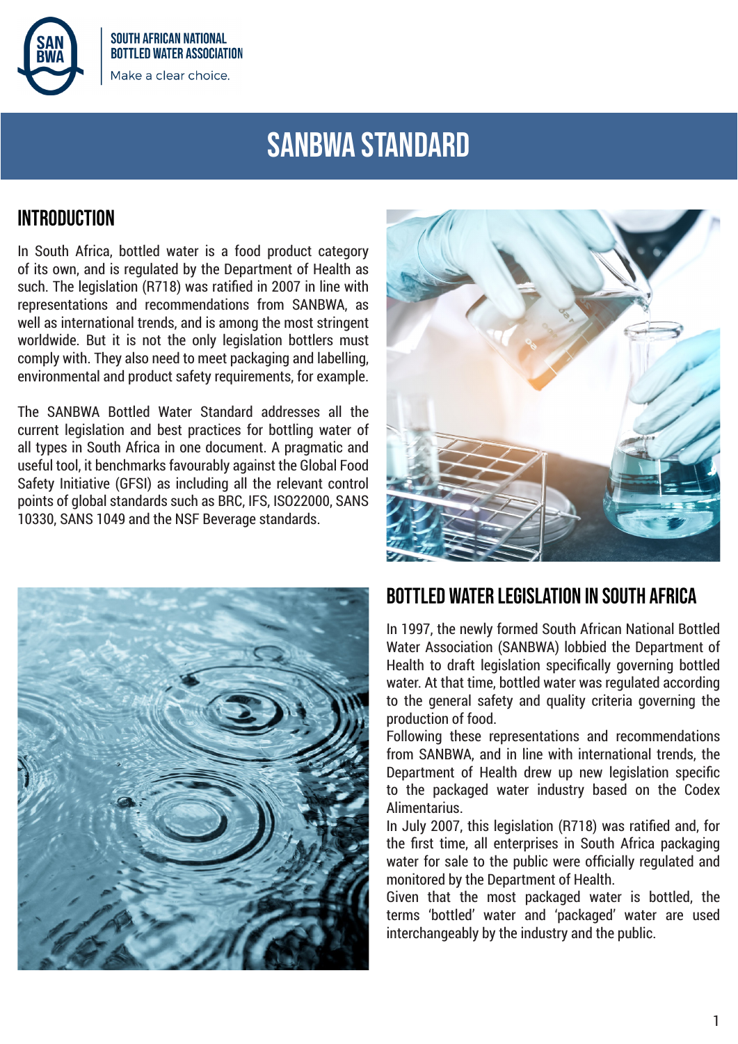# SANBWA STANDARD

## INTRODUCTION

In South Africa, bottled water is a food product category of its own, and is regulated by the Department of Health as such. The legislation (R718) was ratified in 2007 in line with representations and recommendations from SANBWA, as well as international trends, and is among the most stringent worldwide. But it is not the only legislation bottlers must comply with. They also need to meet packaging and labelling, environmental and product safety requirements, for example.

The SANBWA Bottled Water Standard addresses all the current legislation and best practices for bottling water of all types in South Africa in one document. A pragmatic and useful tool, it benchmarks favourably against the Global Food Safety Initiative (GFSI) as including all the relevant control points of global standards such as BRC, IFS, ISO22000, SANS 10330, SANS 1049 and the NSF Beverage standards.

## BOTTLED WATER LEGISLATION IN SOUTH AFRICA

In 1997, the newly formed South African National Bottled Water Association (SANBWA) lobbied the Department of Health to draft legislation specifically governing bottled water. At that time, bottled water was regulated according to the general safety and quality criteria governing the production of food.

Following these representations and recommendations from SANBWA, and in line with international trends, the Department of Health drew up new legislation specific to the packaged water industry based on the Codex Alimentarius.

In July 2007, this legislation (R718) was ratified and, for the first time, all enterprises in South Africa packaging water for sale to the public were officially regulated and monitored by the Department of Health.

Given that the most packaged water is bottled, the terms 'bottled' water and 'packaged' water are used interchangeably by the industry and the public.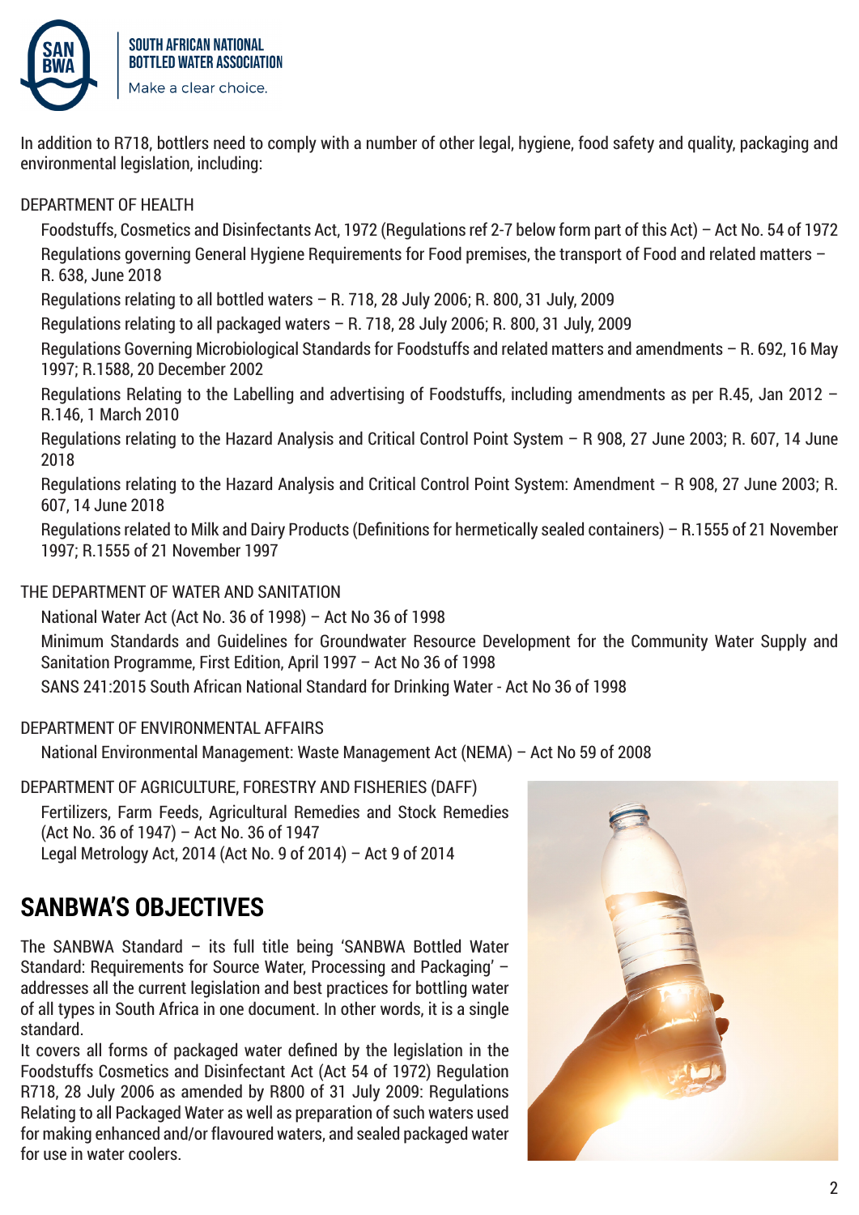In addition to R718, bottlers need to comply with a number of other legal, hygiene, food safety and quality, packaging and environmental legislation, including:

DEPARTMENT OF HEALTH

- Foodstuffs, Cosmetics and Disinfectants Act, 1972 (Regulations ref 2-7 below form part of this Act) – Act No. 54 of 1972
- Regulations governing General Hygiene Requirements for Food premises, the transport of Food and related matters – R. 638, June 2018
- Regulations relating to all bottled waters – R. 718, 28 July 2006; R. 800, 31 July, 2009
- Regulations relating to all packaged waters – R. 718, 28 July 2006; R. 800, 31 July, 2009
- Regulations Governing Microbiological Standards for Foodstuffs and related matters and amendments – R. 692, 16 May 1997; R.1588, 20 December 2002
- Regulations Relating to the Labelling and advertising of Foodstuffs, including amendments as per R.45, Jan 2012 – R.146, 1 March 2010
- Regulations relating to the Hazard Analysis and Critical Control Point System – R 908, 27 June 2003; R. 607, 14 June 2018
- Regulations relating to the Hazard Analysis and Critical Control Point System: Amendment – R 908, 27 June 2003; R. 607, 14 June 2018
- Regulations related to Milk and Dairy Products (Definitions for hermetically sealed containers) – R.1555 of 21 November 1997; R.1555 of 21 November 1997

THE DEPARTMENT OF WATER AND SANITATION

- National Water Act (Act No. 36 of 1998) – Act No 36 of 1998
- Minimum Standards and Guidelines for Groundwater Resource Development for the Community Water Supply and Sanitation Programme, First Edition, April 1997 – Act No 36 of 1998
- SANS 241:2015 South African National Standard for Drinking Water - Act No 36 of 1998

DEPARTMENT OF ENVIRONMENTAL AFFAIRS

- National Environmental Management: Waste Management Act (NEMA) – Act No 59 of 2008

DEPARTMENT OF AGRICULTURE, FORESTRY AND FISHERIES (DAFF)

- Fertilizers, Farm Feeds, Agricultural Remedies and Stock Remedies (Act No. 36 of 1947) – Act No. 36 of 1947
- Legal Metrology Act, 2014 (Act No. 9 of 2014) – Act 9 of 2014

## SANBWA'S OBJECTIVES

The SANBWA Standard – its full title being 'SANBWA Bottled Water Standard: Requirements for Source Water, Processing and Packaging' – addresses all the current legislation and best practices for bottling water of all types in South Africa in one document. In other words, it is a single standard.

It covers all forms of packaged water defined by the legislation in the Foodstuffs Cosmetics and Disinfectant Act (Act 54 of 1972) Regulation R718, 28 July 2006 as amended by R800 of 31 July 2009: Regulations Relating to all Packaged Water as well as preparation of such waters used for making enhanced and/or flavoured waters, and sealed packaged water for use in water coolers.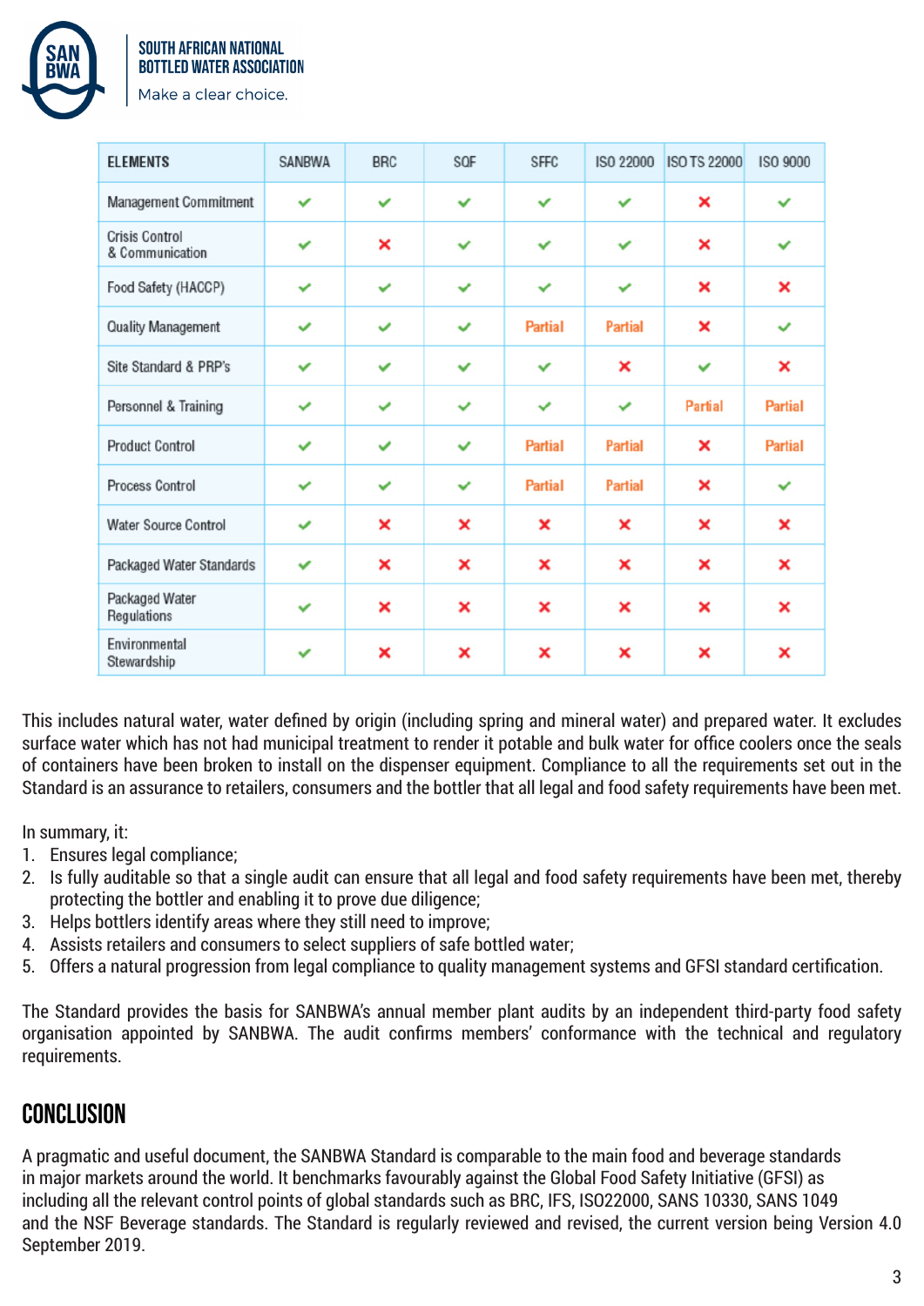| ELEMENTS | SANBWA | BRC | SQF | SFFC | ISO 22000 | ISO TS 22000 | ISO 9000 |
|---|---|---|---|---|---|---|---|
| Management Commitment | ✔ | ✔ | ✔ | ✔ | ✔ | ✖ | ✔ |
| Crisis Control & Communication | ✔ | ✖ | ✔ | ✔ | ✔ | ✖ | ✔ |
| Food Safety (HACCP) | ✔ | ✔ | ✔ | ✔ | ✔ | ✖ | ✖ |
| Quality Management | ✔ | ✔ | ✔ | Partial | Partial | ✖ | ✔ |
| Site Standard & PRP's | ✔ | ✔ | ✔ | ✔ | ✖ | ✔ | ✖ |
| Personnel & Training | ✔ | ✔ | ✔ | ✔ | ✔ | Partial | Partial |
| Product Control | ✔ | ✔ | ✔ | Partial | Partial | ✖ | Partial |
| Process Control | ✔ | ✔ | ✔ | Partial | Partial | ✖ | ✔ |
| Water Source Control | ✔ | ✖ | ✖ | ✖ | ✖ | ✖ | ✖ |
| Packaged Water Standards | ✔ | ✖ | ✖ | ✖ | ✖ | ✖ | ✖ |
| Packaged Water Regulations | ✔ | ✖ | ✖ | ✖ | ✖ | ✖ | ✖ |
| Environmental Stewardship | ✔ | ✖ | ✖ | ✖ | ✖ | ✖ | ✖ |

This includes natural water, water defined by origin (including spring and mineral water) and prepared water. It excludes surface water which has not had municipal treatment to render it potable and bulk water for office coolers once the seals of containers have been broken to install on the dispenser equipment. Compliance to all the requirements set out in the Standard is an assurance to retailers, consumers and the bottler that all legal and food safety requirements have been met.

In summary, it:

1. Ensures legal compliance;
2. Is fully auditable so that a single audit can ensure that all legal and food safety requirements have been met, thereby protecting the bottler and enabling it to prove due diligence;
3. Helps bottlers identify areas where they still need to improve;
4. Assists retailers and consumers to select suppliers of safe bottled water;
5. Offers a natural progression from legal compliance to quality management systems and GFSI standard certification.

The Standard provides the basis for SANBWA's annual member plant audits by an independent third-party food safety organisation appointed by SANBWA. The audit confirms members' conformance with the technical and regulatory requirements.

## CONCLUSION

A pragmatic and useful document, the SANBWA Standard is comparable to the main food and beverage standards in major markets around the world. It benchmarks favourably against the Global Food Safety Initiative (GFSI) as including all the relevant control points of global standards such as BRC, IFS, ISO22000, SANS 10330, SANS 1049 and the NSF Beverage standards. The Standard is regularly reviewed and revised, the current version being Version 4.0 September 2019.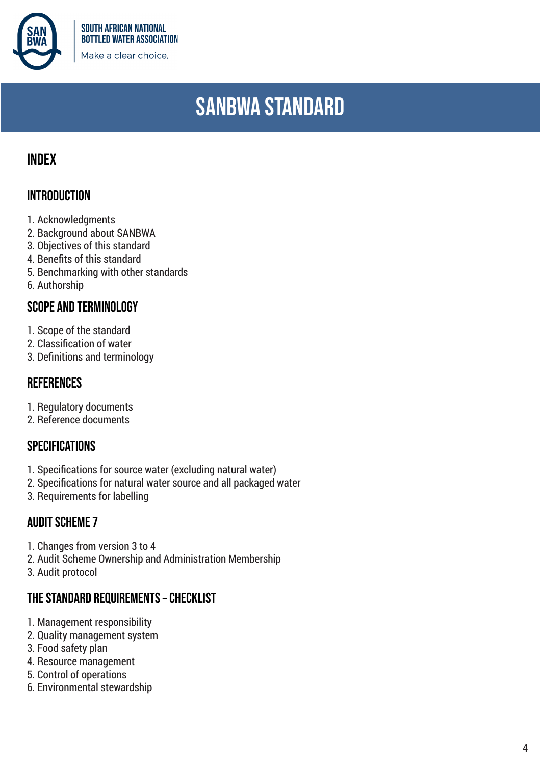SOUTH AFRICAN NATIONAL BOTTLED WATER ASSOCIATION

Make a clear choice.

# SANBWA STANDARD

## INDEX

### INTRODUCTION

1. Acknowledgments
2. Background about SANBWA
3. Objectives of this standard
4. Benefits of this standard
5. Benchmarking with other standards
6. Authorship

### SCOPE AND TERMINOLOGY

1. Scope of the standard
2. Classification of water
3. Definitions and terminology

### REFERENCES

1. Regulatory documents
2. Reference documents

### SPECIFICATIONS

1. Specifications for source water (excluding natural water)
2. Specifications for natural water source and all packaged water
3. Requirements for labelling

### AUDIT SCHEME 7

1. Changes from version 3 to 4
2. Audit Scheme Ownership and Administration Membership
3. Audit protocol

### THE STANDARD REQUIREMENTS – CHECKLIST

1. Management responsibility
2. Quality management system
3. Food safety plan
4. Resource management
5. Control of operations
6. Environmental stewardship